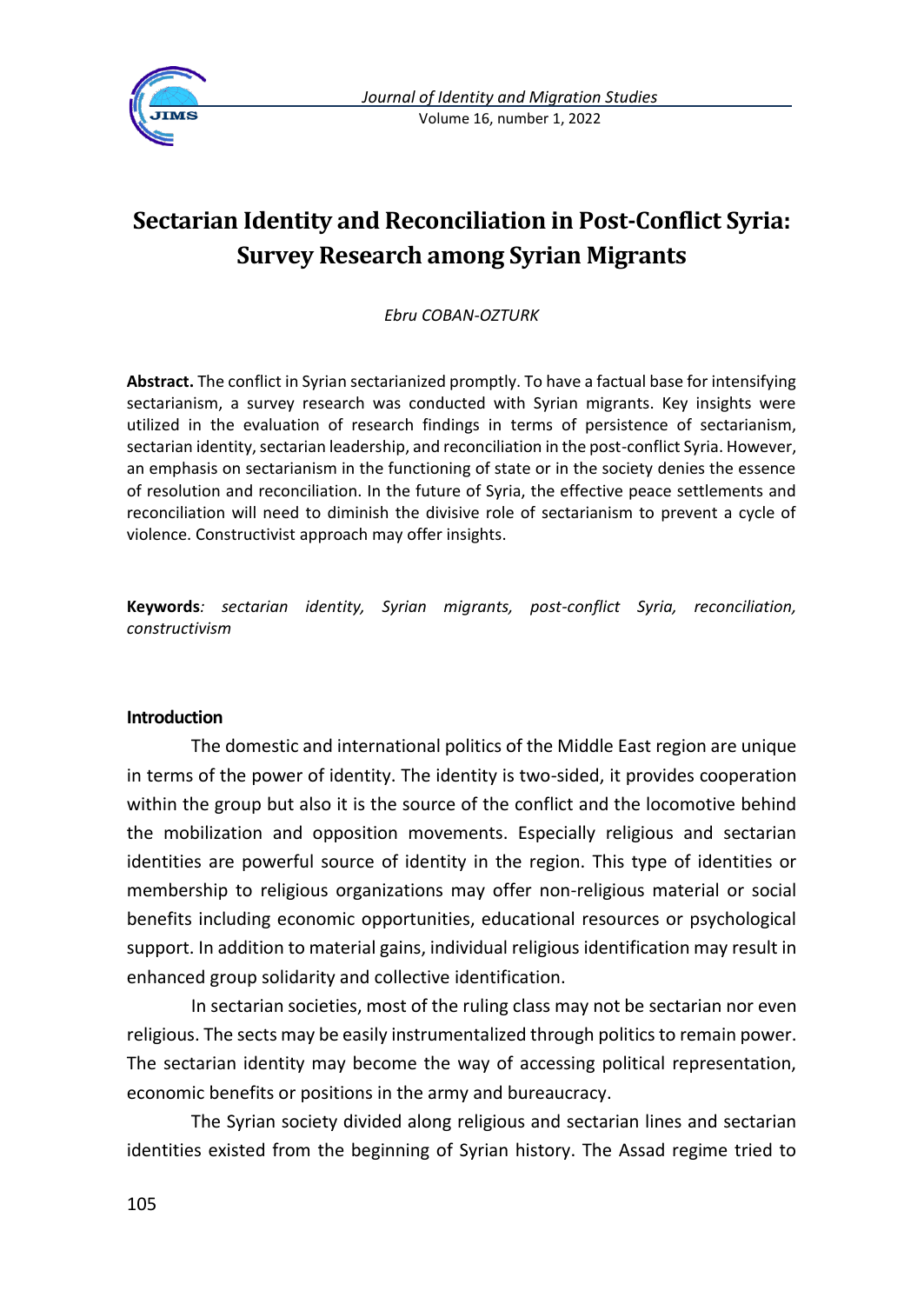# Sectarian Identity and Reconciliation in Post-Conflict Syria: Survey Research among Syrian Migrants

*Ebru COBAN-OZTURK*

**Abstract.** The conflict in Syrian sectarianized promptly. To have a factual base for intensifying sectarianism, a survey research was conducted with Syrian migrants. Key insights were utilized in the evaluation of research findings in terms of persistence of sectarianism, sectarian identity, sectarian leadership, and reconciliation in the post-conflict Syria. However, an emphasis on sectarianism in the functioning of state or in the society denies the essence of resolution and reconciliation. In the future of Syria, the effective peace settlements and reconciliation will need to diminish the divisive role of sectarianism to prevent a cycle of violence. Constructivist approach may offer insights.

**Keywords***: sectarian identity, Syrian migrants, post-conflict Syria, reconciliation, constructivism*

## Introduction

The domestic and international politics of the Middle East region are unique in terms of the power of identity. The identity is two-sided, it provides cooperation within the group but also it is the source of the conflict and the locomotive behind the mobilization and opposition movements. Especially religious and sectarian identities are powerful source of identity in the region. This type of identities or membership to religious organizations may offer non-religious material or social benefits including economic opportunities, educational resources or psychological support. In addition to material gains, individual religious identification may result in enhanced group solidarity and collective identification.

In sectarian societies, most of the ruling class may not be sectarian nor even religious. The sects may be easily instrumentalized through politics to remain power. The sectarian identity may become the way of accessing political representation, economic benefits or positions in the army and bureaucracy.

The Syrian society divided along religious and sectarian lines and sectarian identities existed from the beginning of Syrian history. The Assad regime tried to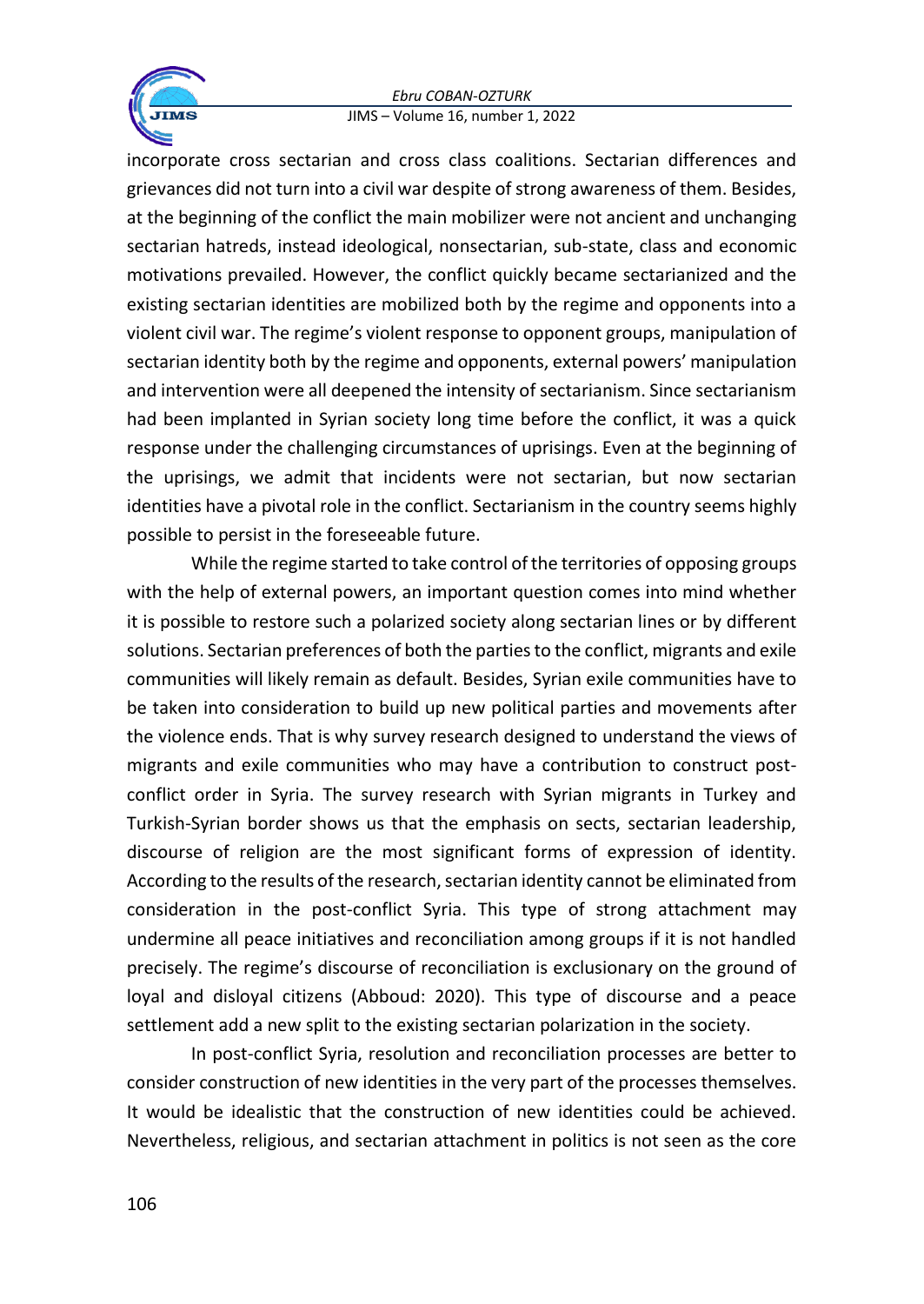incorporate cross sectarian and cross class coalitions. Sectarian differences and grievances did not turn into a civil war despite of strong awareness of them. Besides, at the beginning of the conflict the main mobilizer were not ancient and unchanging sectarian hatreds, instead ideological, nonsectarian, sub-state, class and economic motivations prevailed. However, the conflict quickly became sectarianized and the existing sectarian identities are mobilized both by the regime and opponents into a violent civil war. The regime's violent response to opponent groups, manipulation of sectarian identity both by the regime and opponents, external powers' manipulation and intervention were all deepened the intensity of sectarianism. Since sectarianism had been implanted in Syrian society long time before the conflict, it was a quick response under the challenging circumstances of uprisings. Even at the beginning of the uprisings, we admit that incidents were not sectarian, but now sectarian identities have a pivotal role in the conflict. Sectarianism in the country seems highly possible to persist in the foreseeable future.

While the regime started to take control of the territories of opposing groups with the help of external powers, an important question comes into mind whether it is possible to restore such a polarized society along sectarian lines or by different solutions. Sectarian preferences of both the parties to the conflict, migrants and exile communities will likely remain as default. Besides, Syrian exile communities have to be taken into consideration to build up new political parties and movements after the violence ends. That is why survey research designed to understand the views of migrants and exile communities who may have a contribution to construct post-conflict order in Syria. The survey research with Syrian migrants in Turkey and Turkish-Syrian border shows us that the emphasis on sects, sectarian leadership, discourse of religion are the most significant forms of expression of identity. According to the results of the research, sectarian identity cannot be eliminated from consideration in the post-conflict Syria. This type of strong attachment may undermine all peace initiatives and reconciliation among groups if it is not handled precisely. The regime's discourse of reconciliation is exclusionary on the ground of loyal and disloyal citizens (Abboud: 2020). This type of discourse and a peace settlement add a new split to the existing sectarian polarization in the society.

In post-conflict Syria, resolution and reconciliation processes are better to consider construction of new identities in the very part of the processes themselves. It would be idealistic that the construction of new identities could be achieved. Nevertheless, religious, and sectarian attachment in politics is not seen as the core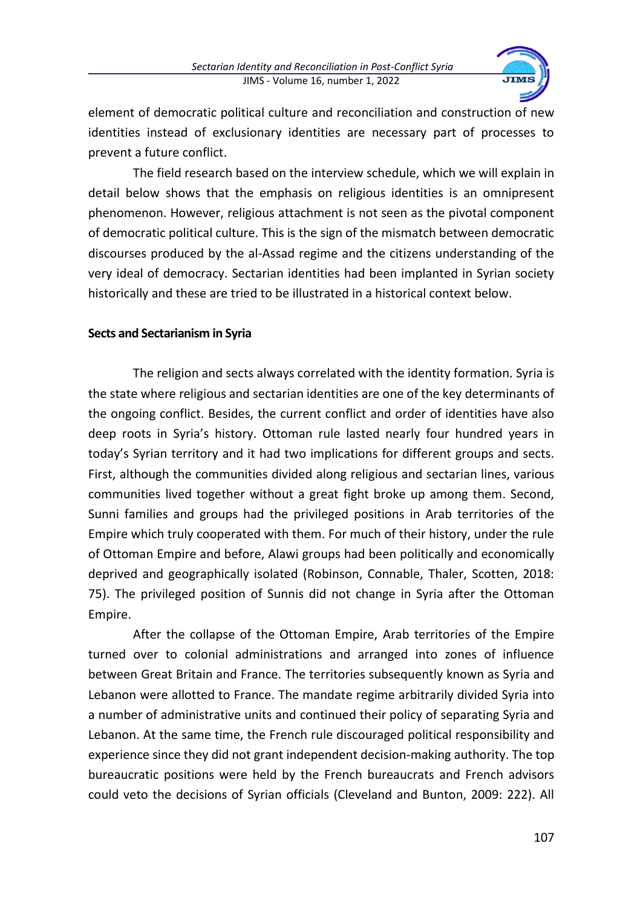element of democratic political culture and reconciliation and construction of new identities instead of exclusionary identities are necessary part of processes to prevent a future conflict.

The field research based on the interview schedule, which we will explain in detail below shows that the emphasis on religious identities is an omnipresent phenomenon. However, religious attachment is not seen as the pivotal component of democratic political culture. This is the sign of the mismatch between democratic discourses produced by the al-Assad regime and the citizens understanding of the very ideal of democracy. Sectarian identities had been implanted in Syrian society historically and these are tried to be illustrated in a historical context below.

**Sects and Sectarianism in Syria**

The religion and sects always correlated with the identity formation. Syria is the state where religious and sectarian identities are one of the key determinants of the ongoing conflict. Besides, the current conflict and order of identities have also deep roots in Syria's history. Ottoman rule lasted nearly four hundred years in today's Syrian territory and it had two implications for different groups and sects. First, although the communities divided along religious and sectarian lines, various communities lived together without a great fight broke up among them. Second, Sunni families and groups had the privileged positions in Arab territories of the Empire which truly cooperated with them. For much of their history, under the rule of Ottoman Empire and before, Alawi groups had been politically and economically deprived and geographically isolated (Robinson, Connable, Thaler, Scotten, 2018: 75). The privileged position of Sunnis did not change in Syria after the Ottoman Empire.

After the collapse of the Ottoman Empire, Arab territories of the Empire turned over to colonial administrations and arranged into zones of influence between Great Britain and France. The territories subsequently known as Syria and Lebanon were allotted to France. The mandate regime arbitrarily divided Syria into a number of administrative units and continued their policy of separating Syria and Lebanon. At the same time, the French rule discouraged political responsibility and experience since they did not grant independent decision-making authority. The top bureaucratic positions were held by the French bureaucrats and French advisors could veto the decisions of Syrian officials (Cleveland and Bunton, 2009: 222). All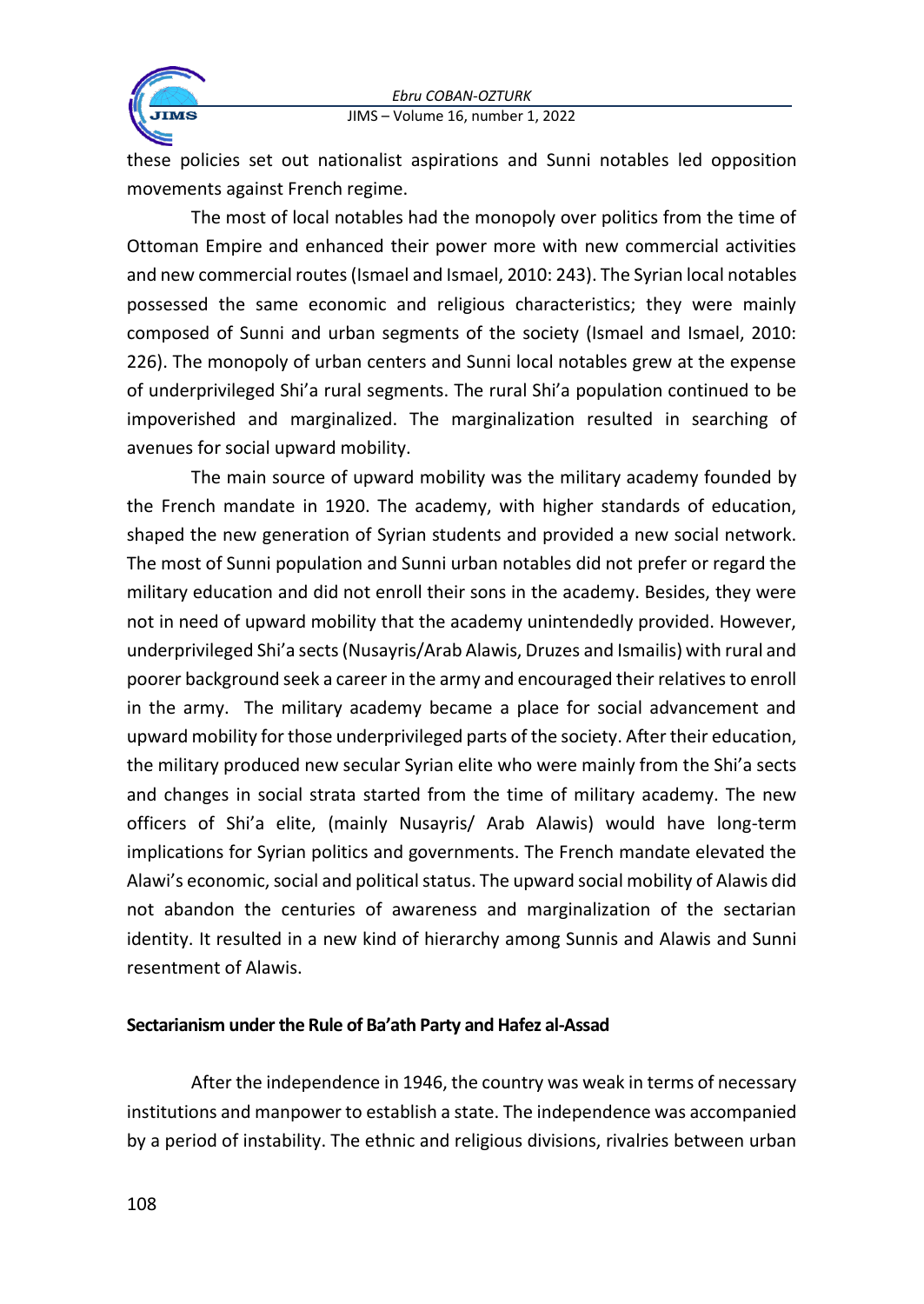these policies set out nationalist aspirations and Sunni notables led opposition movements against French regime.

The most of local notables had the monopoly over politics from the time of Ottoman Empire and enhanced their power more with new commercial activities and new commercial routes (Ismael and Ismael, 2010: 243). The Syrian local notables possessed the same economic and religious characteristics; they were mainly composed of Sunni and urban segments of the society (Ismael and Ismael, 2010: 226). The monopoly of urban centers and Sunni local notables grew at the expense of underprivileged Shi'a rural segments. The rural Shi'a population continued to be impoverished and marginalized. The marginalization resulted in searching of avenues for social upward mobility.

The main source of upward mobility was the military academy founded by the French mandate in 1920. The academy, with higher standards of education, shaped the new generation of Syrian students and provided a new social network. The most of Sunni population and Sunni urban notables did not prefer or regard the military education and did not enroll their sons in the academy. Besides, they were not in need of upward mobility that the academy unintendedly provided. However, underprivileged Shi'a sects (Nusayris/Arab Alawis, Druzes and Ismailis) with rural and poorer background seek a career in the army and encouraged their relatives to enroll in the army. The military academy became a place for social advancement and upward mobility for those underprivileged parts of the society. After their education, the military produced new secular Syrian elite who were mainly from the Shi'a sects and changes in social strata started from the time of military academy. The new officers of Shi'a elite, (mainly Nusayris/ Arab Alawis) would have long-term implications for Syrian politics and governments. The French mandate elevated the Alawi's economic, social and political status. The upward social mobility of Alawis did not abandon the centuries of awareness and marginalization of the sectarian identity. It resulted in a new kind of hierarchy among Sunnis and Alawis and Sunni resentment of Alawis.

## Sectarianism under the Rule of Ba'ath Party and Hafez al-Assad

After the independence in 1946, the country was weak in terms of necessary institutions and manpower to establish a state. The independence was accompanied by a period of instability. The ethnic and religious divisions, rivalries between urban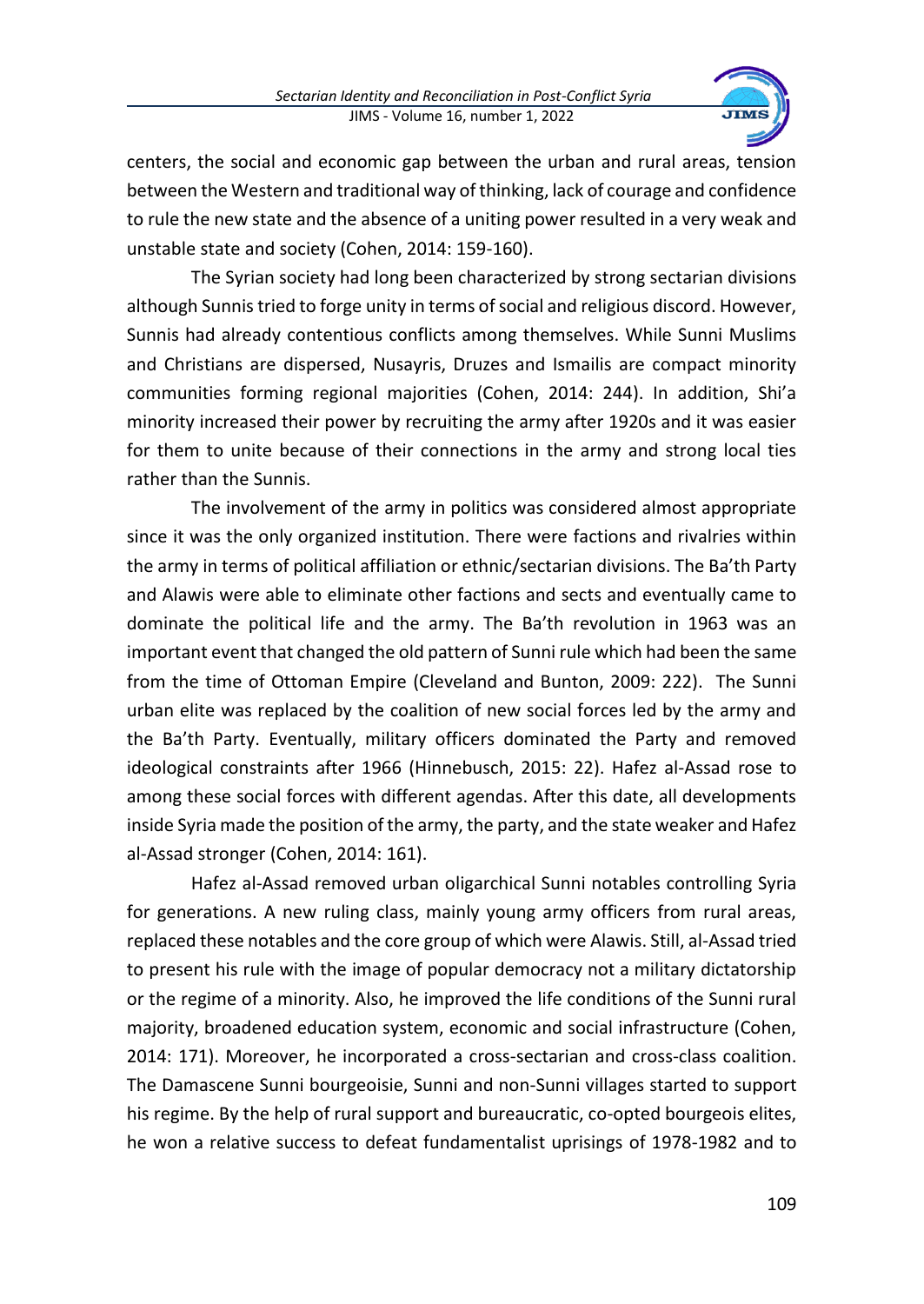centers, the social and economic gap between the urban and rural areas, tension between the Western and traditional way of thinking, lack of courage and confidence to rule the new state and the absence of a uniting power resulted in a very weak and unstable state and society (Cohen, 2014: 159-160).

The Syrian society had long been characterized by strong sectarian divisions although Sunnis tried to forge unity in terms of social and religious discord. However, Sunnis had already contentious conflicts among themselves. While Sunni Muslims and Christians are dispersed, Nusayris, Druzes and Ismailis are compact minority communities forming regional majorities (Cohen, 2014: 244). In addition, Shi'a minority increased their power by recruiting the army after 1920s and it was easier for them to unite because of their connections in the army and strong local ties rather than the Sunnis.

The involvement of the army in politics was considered almost appropriate since it was the only organized institution. There were factions and rivalries within the army in terms of political affiliation or ethnic/sectarian divisions. The Ba'th Party and Alawis were able to eliminate other factions and sects and eventually came to dominate the political life and the army. The Ba'th revolution in 1963 was an important event that changed the old pattern of Sunni rule which had been the same from the time of Ottoman Empire (Cleveland and Bunton, 2009: 222). The Sunni urban elite was replaced by the coalition of new social forces led by the army and the Ba'th Party. Eventually, military officers dominated the Party and removed ideological constraints after 1966 (Hinnebusch, 2015: 22). Hafez al-Assad rose to among these social forces with different agendas. After this date, all developments inside Syria made the position of the army, the party, and the state weaker and Hafez al-Assad stronger (Cohen, 2014: 161).

Hafez al-Assad removed urban oligarchical Sunni notables controlling Syria for generations. A new ruling class, mainly young army officers from rural areas, replaced these notables and the core group of which were Alawis. Still, al-Assad tried to present his rule with the image of popular democracy not a military dictatorship or the regime of a minority. Also, he improved the life conditions of the Sunni rural majority, broadened education system, economic and social infrastructure (Cohen, 2014: 171). Moreover, he incorporated a cross-sectarian and cross-class coalition. The Damascene Sunni bourgeoisie, Sunni and non-Sunni villages started to support his regime. By the help of rural support and bureaucratic, co-opted bourgeois elites, he won a relative success to defeat fundamentalist uprisings of 1978-1982 and to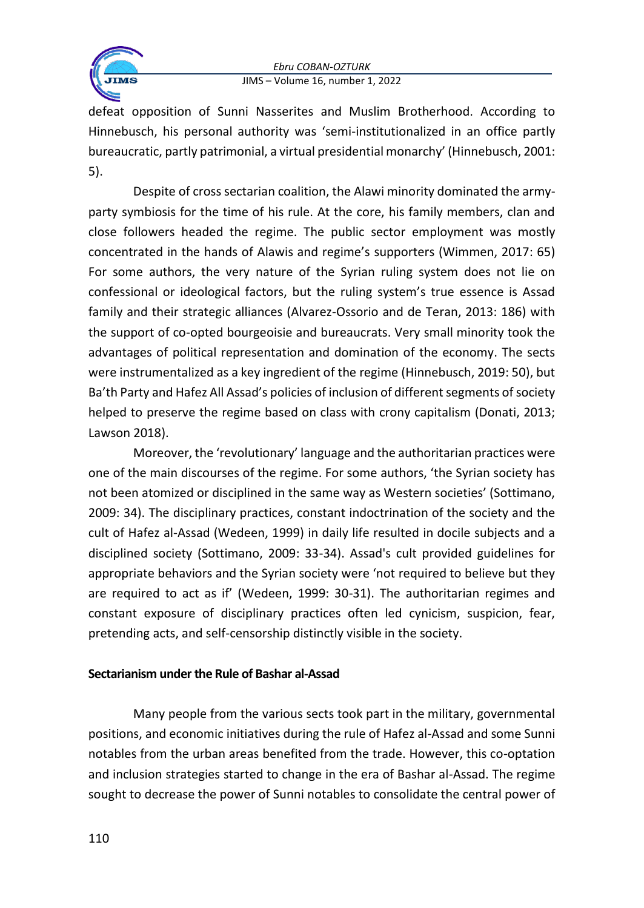defeat opposition of Sunni Nasserites and Muslim Brotherhood. According to Hinnebusch, his personal authority was 'semi-institutionalized in an office partly bureaucratic, partly patrimonial, a virtual presidential monarchy' (Hinnebusch, 2001: 5).

Despite of cross sectarian coalition, the Alawi minority dominated the army-party symbiosis for the time of his rule. At the core, his family members, clan and close followers headed the regime. The public sector employment was mostly concentrated in the hands of Alawis and regime's supporters (Wimmen, 2017: 65) For some authors, the very nature of the Syrian ruling system does not lie on confessional or ideological factors, but the ruling system's true essence is Assad family and their strategic alliances (Alvarez-Ossorio and de Teran, 2013: 186) with the support of co-opted bourgeoisie and bureaucrats. Very small minority took the advantages of political representation and domination of the economy. The sects were instrumentalized as a key ingredient of the regime (Hinnebusch, 2019: 50), but Ba'th Party and Hafez All Assad's policies of inclusion of different segments of society helped to preserve the regime based on class with crony capitalism (Donati, 2013; Lawson 2018).

Moreover, the 'revolutionary' language and the authoritarian practices were one of the main discourses of the regime. For some authors, 'the Syrian society has not been atomized or disciplined in the same way as Western societies' (Sottimano, 2009: 34). The disciplinary practices, constant indoctrination of the society and the cult of Hafez al-Assad (Wedeen, 1999) in daily life resulted in docile subjects and a disciplined society (Sottimano, 2009: 33-34). Assad's cult provided guidelines for appropriate behaviors and the Syrian society were 'not required to believe but they are required to act as if' (Wedeen, 1999: 30-31). The authoritarian regimes and constant exposure of disciplinary practices often led cynicism, suspicion, fear, pretending acts, and self-censorship distinctly visible in the society.

## Sectarianism under the Rule of Bashar al-Assad

Many people from the various sects took part in the military, governmental positions, and economic initiatives during the rule of Hafez al-Assad and some Sunni notables from the urban areas benefited from the trade. However, this co-optation and inclusion strategies started to change in the era of Bashar al-Assad. The regime sought to decrease the power of Sunni notables to consolidate the central power of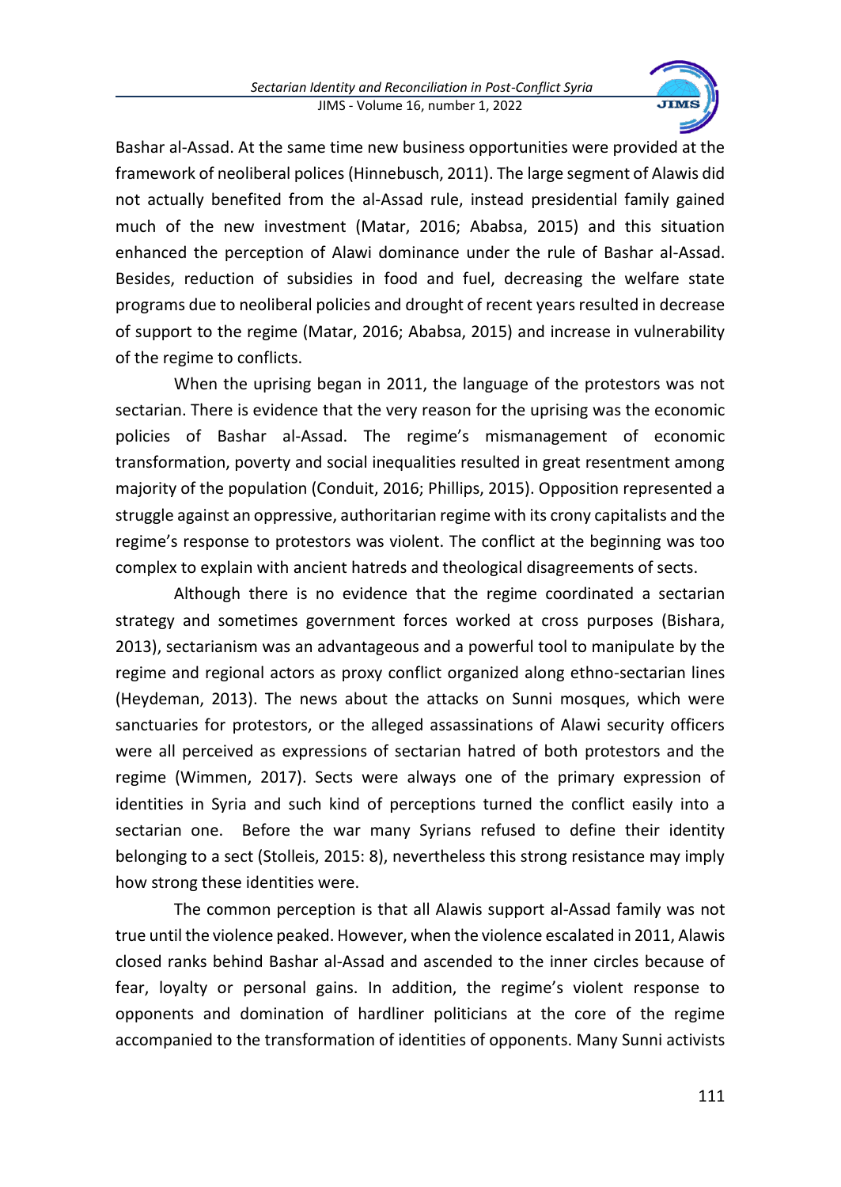Bashar al-Assad. At the same time new business opportunities were provided at the framework of neoliberal polices (Hinnebusch, 2011). The large segment of Alawis did not actually benefited from the al-Assad rule, instead presidential family gained much of the new investment (Matar, 2016; Ababsa, 2015) and this situation enhanced the perception of Alawi dominance under the rule of Bashar al-Assad. Besides, reduction of subsidies in food and fuel, decreasing the welfare state programs due to neoliberal policies and drought of recent years resulted in decrease of support to the regime (Matar, 2016; Ababsa, 2015) and increase in vulnerability of the regime to conflicts.

When the uprising began in 2011, the language of the protestors was not sectarian. There is evidence that the very reason for the uprising was the economic policies of Bashar al-Assad. The regime's mismanagement of economic transformation, poverty and social inequalities resulted in great resentment among majority of the population (Conduit, 2016; Phillips, 2015). Opposition represented a struggle against an oppressive, authoritarian regime with its crony capitalists and the regime's response to protestors was violent. The conflict at the beginning was too complex to explain with ancient hatreds and theological disagreements of sects.

Although there is no evidence that the regime coordinated a sectarian strategy and sometimes government forces worked at cross purposes (Bishara, 2013), sectarianism was an advantageous and a powerful tool to manipulate by the regime and regional actors as proxy conflict organized along ethno-sectarian lines (Heydeman, 2013). The news about the attacks on Sunni mosques, which were sanctuaries for protestors, or the alleged assassinations of Alawi security officers were all perceived as expressions of sectarian hatred of both protestors and the regime (Wimmen, 2017). Sects were always one of the primary expression of identities in Syria and such kind of perceptions turned the conflict easily into a sectarian one. Before the war many Syrians refused to define their identity belonging to a sect (Stolleis, 2015: 8), nevertheless this strong resistance may imply how strong these identities were.

The common perception is that all Alawis support al-Assad family was not true until the violence peaked. However, when the violence escalated in 2011, Alawis closed ranks behind Bashar al-Assad and ascended to the inner circles because of fear, loyalty or personal gains. In addition, the regime's violent response to opponents and domination of hardliner politicians at the core of the regime accompanied to the transformation of identities of opponents. Many Sunni activists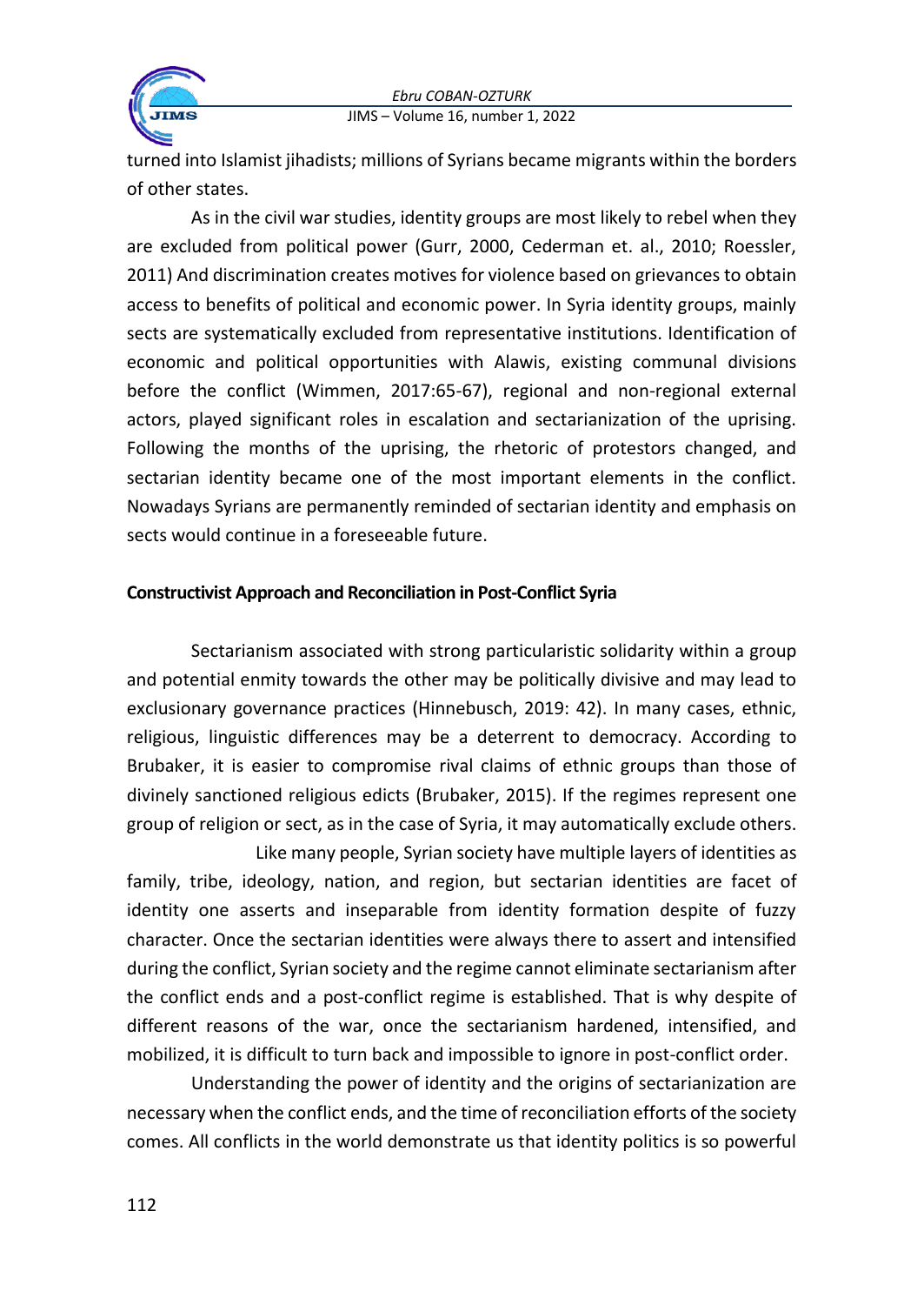turned into Islamist jihadists; millions of Syrians became migrants within the borders of other states.

As in the civil war studies, identity groups are most likely to rebel when they are excluded from political power (Gurr, 2000, Cederman et. al., 2010; Roessler, 2011) And discrimination creates motives for violence based on grievances to obtain access to benefits of political and economic power. In Syria identity groups, mainly sects are systematically excluded from representative institutions. Identification of economic and political opportunities with Alawis, existing communal divisions before the conflict (Wimmen, 2017:65-67), regional and non-regional external actors, played significant roles in escalation and sectarianization of the uprising. Following the months of the uprising, the rhetoric of protestors changed, and sectarian identity became one of the most important elements in the conflict. Nowadays Syrians are permanently reminded of sectarian identity and emphasis on sects would continue in a foreseeable future.

**Constructivist Approach and Reconciliation in Post-Conflict Syria**

Sectarianism associated with strong particularistic solidarity within a group and potential enmity towards the other may be politically divisive and may lead to exclusionary governance practices (Hinnebusch, 2019: 42). In many cases, ethnic, religious, linguistic differences may be a deterrent to democracy. According to Brubaker, it is easier to compromise rival claims of ethnic groups than those of divinely sanctioned religious edicts (Brubaker, 2015). If the regimes represent one group of religion or sect, as in the case of Syria, it may automatically exclude others.

Like many people, Syrian society have multiple layers of identities as family, tribe, ideology, nation, and region, but sectarian identities are facet of identity one asserts and inseparable from identity formation despite of fuzzy character. Once the sectarian identities were always there to assert and intensified during the conflict, Syrian society and the regime cannot eliminate sectarianism after the conflict ends and a post-conflict regime is established. That is why despite of different reasons of the war, once the sectarianism hardened, intensified, and mobilized, it is difficult to turn back and impossible to ignore in post-conflict order.

Understanding the power of identity and the origins of sectarianization are necessary when the conflict ends, and the time of reconciliation efforts of the society comes. All conflicts in the world demonstrate us that identity politics is so powerful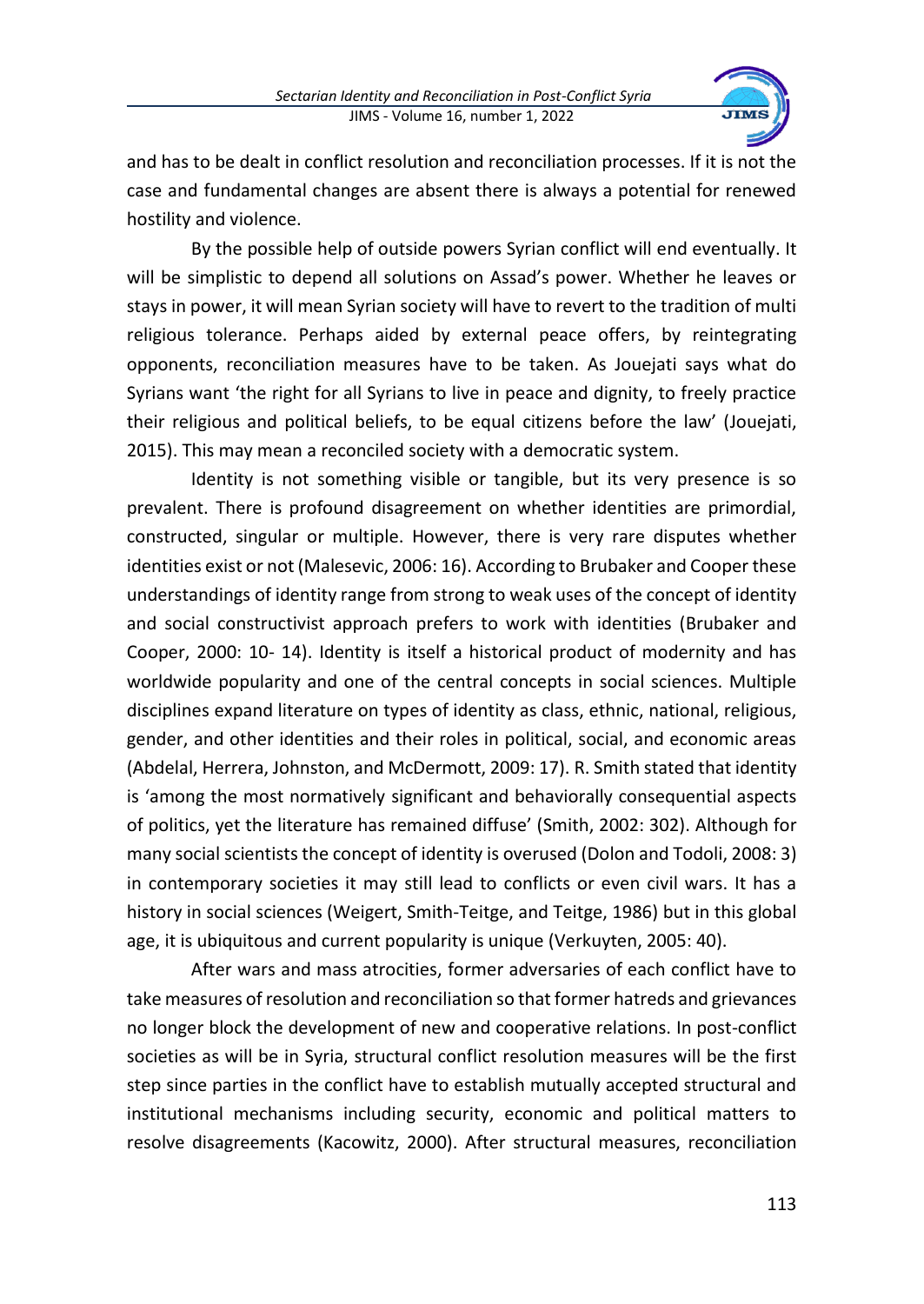and has to be dealt in conflict resolution and reconciliation processes. If it is not the case and fundamental changes are absent there is always a potential for renewed hostility and violence.

By the possible help of outside powers Syrian conflict will end eventually. It will be simplistic to depend all solutions on Assad's power. Whether he leaves or stays in power, it will mean Syrian society will have to revert to the tradition of multi religious tolerance. Perhaps aided by external peace offers, by reintegrating opponents, reconciliation measures have to be taken. As Jouejati says what do Syrians want 'the right for all Syrians to live in peace and dignity, to freely practice their religious and political beliefs, to be equal citizens before the law' (Jouejati, 2015). This may mean a reconciled society with a democratic system.

Identity is not something visible or tangible, but its very presence is so prevalent. There is profound disagreement on whether identities are primordial, constructed, singular or multiple. However, there is very rare disputes whether identities exist or not (Malesevic, 2006: 16). According to Brubaker and Cooper these understandings of identity range from strong to weak uses of the concept of identity and social constructivist approach prefers to work with identities (Brubaker and Cooper, 2000: 10- 14). Identity is itself a historical product of modernity and has worldwide popularity and one of the central concepts in social sciences. Multiple disciplines expand literature on types of identity as class, ethnic, national, religious, gender, and other identities and their roles in political, social, and economic areas (Abdelal, Herrera, Johnston, and McDermott, 2009: 17). R. Smith stated that identity is 'among the most normatively significant and behaviorally consequential aspects of politics, yet the literature has remained diffuse' (Smith, 2002: 302). Although for many social scientists the concept of identity is overused (Dolon and Todoli, 2008: 3) in contemporary societies it may still lead to conflicts or even civil wars. It has a history in social sciences (Weigert, Smith-Teitge, and Teitge, 1986) but in this global age, it is ubiquitous and current popularity is unique (Verkuyten, 2005: 40).

After wars and mass atrocities, former adversaries of each conflict have to take measures of resolution and reconciliation so that former hatreds and grievances no longer block the development of new and cooperative relations. In post-conflict societies as will be in Syria, structural conflict resolution measures will be the first step since parties in the conflict have to establish mutually accepted structural and institutional mechanisms including security, economic and political matters to resolve disagreements (Kacowitz, 2000). After structural measures, reconciliation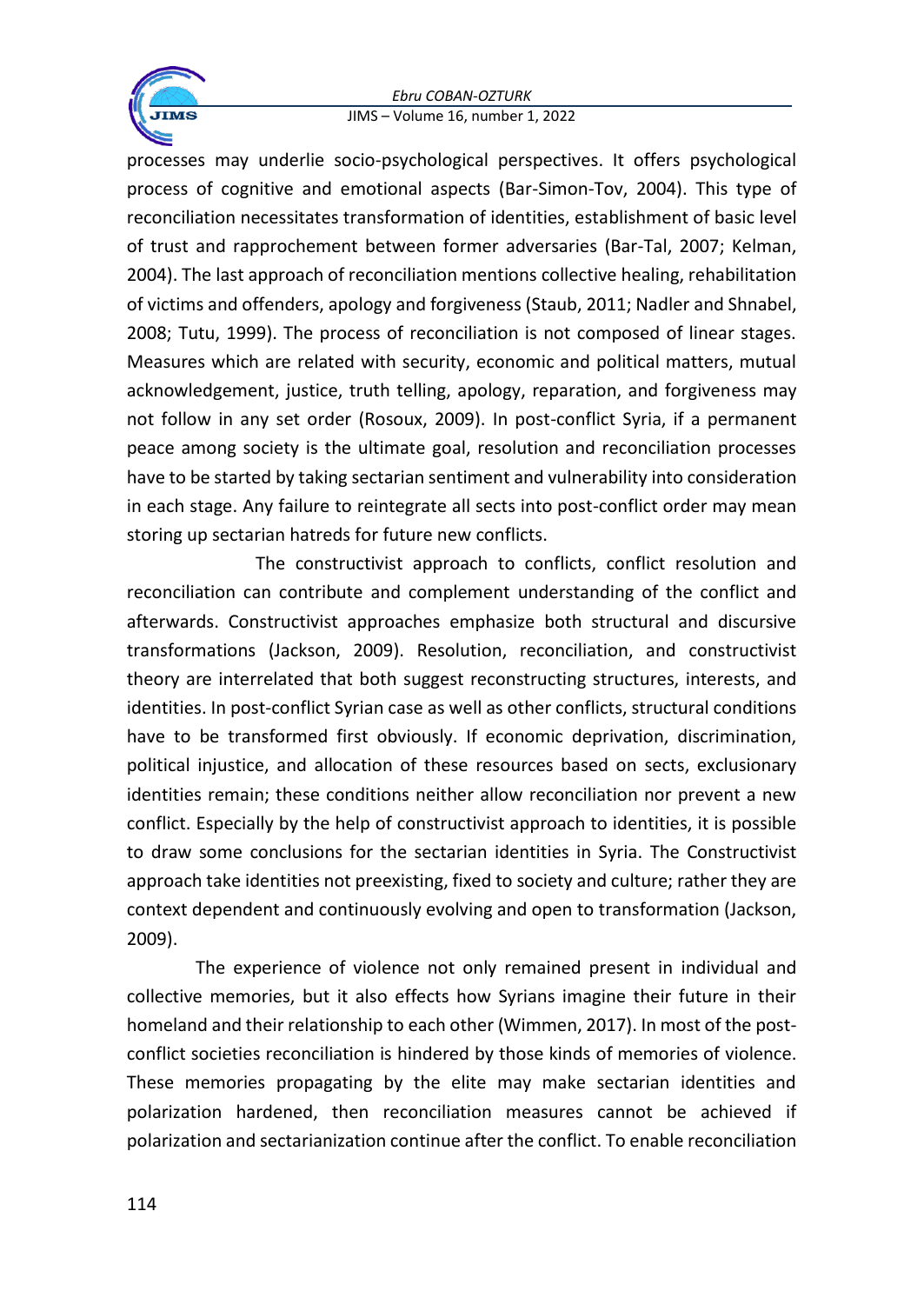processes may underlie socio-psychological perspectives. It offers psychological process of cognitive and emotional aspects (Bar-Simon-Tov, 2004). This type of reconciliation necessitates transformation of identities, establishment of basic level of trust and rapprochement between former adversaries (Bar-Tal, 2007; Kelman, 2004). The last approach of reconciliation mentions collective healing, rehabilitation of victims and offenders, apology and forgiveness (Staub, 2011; Nadler and Shnabel, 2008; Tutu, 1999). The process of reconciliation is not composed of linear stages. Measures which are related with security, economic and political matters, mutual acknowledgement, justice, truth telling, apology, reparation, and forgiveness may not follow in any set order (Rosoux, 2009). In post-conflict Syria, if a permanent peace among society is the ultimate goal, resolution and reconciliation processes have to be started by taking sectarian sentiment and vulnerability into consideration in each stage. Any failure to reintegrate all sects into post-conflict order may mean storing up sectarian hatreds for future new conflicts.

The constructivist approach to conflicts, conflict resolution and reconciliation can contribute and complement understanding of the conflict and afterwards. Constructivist approaches emphasize both structural and discursive transformations (Jackson, 2009). Resolution, reconciliation, and constructivist theory are interrelated that both suggest reconstructing structures, interests, and identities. In post-conflict Syrian case as well as other conflicts, structural conditions have to be transformed first obviously. If economic deprivation, discrimination, political injustice, and allocation of these resources based on sects, exclusionary identities remain; these conditions neither allow reconciliation nor prevent a new conflict. Especially by the help of constructivist approach to identities, it is possible to draw some conclusions for the sectarian identities in Syria. The Constructivist approach take identities not preexisting, fixed to society and culture; rather they are context dependent and continuously evolving and open to transformation (Jackson, 2009).

The experience of violence not only remained present in individual and collective memories, but it also effects how Syrians imagine their future in their homeland and their relationship to each other (Wimmen, 2017). In most of the post-conflict societies reconciliation is hindered by those kinds of memories of violence. These memories propagating by the elite may make sectarian identities and polarization hardened, then reconciliation measures cannot be achieved if polarization and sectarianization continue after the conflict. To enable reconciliation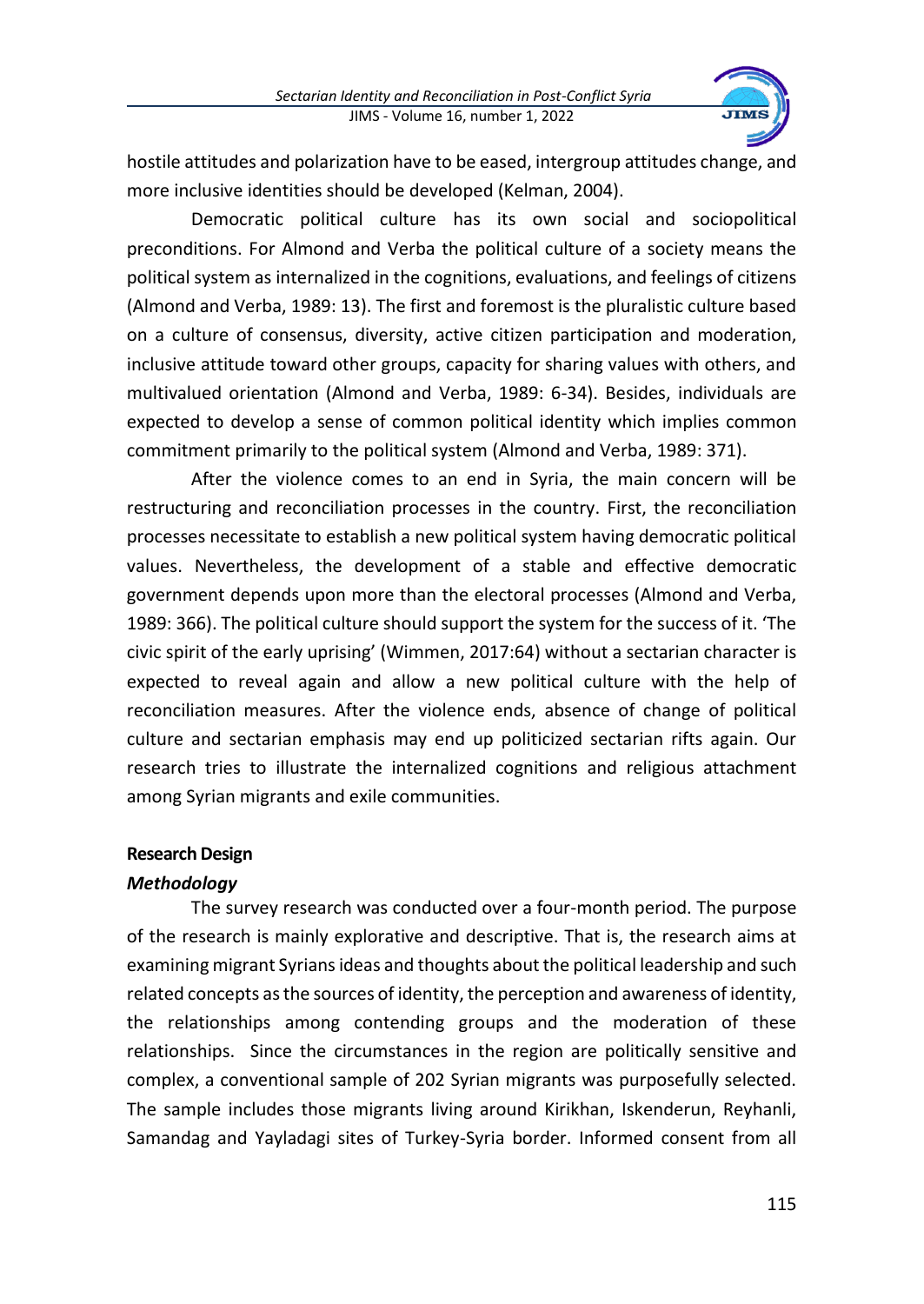hostile attitudes and polarization have to be eased, intergroup attitudes change, and more inclusive identities should be developed (Kelman, 2004).

Democratic political culture has its own social and sociopolitical preconditions. For Almond and Verba the political culture of a society means the political system as internalized in the cognitions, evaluations, and feelings of citizens (Almond and Verba, 1989: 13). The first and foremost is the pluralistic culture based on a culture of consensus, diversity, active citizen participation and moderation, inclusive attitude toward other groups, capacity for sharing values with others, and multivalued orientation (Almond and Verba, 1989: 6-34). Besides, individuals are expected to develop a sense of common political identity which implies common commitment primarily to the political system (Almond and Verba, 1989: 371).

After the violence comes to an end in Syria, the main concern will be restructuring and reconciliation processes in the country. First, the reconciliation processes necessitate to establish a new political system having democratic political values. Nevertheless, the development of a stable and effective democratic government depends upon more than the electoral processes (Almond and Verba, 1989: 366). The political culture should support the system for the success of it. 'The civic spirit of the early uprising' (Wimmen, 2017:64) without a sectarian character is expected to reveal again and allow a new political culture with the help of reconciliation measures. After the violence ends, absence of change of political culture and sectarian emphasis may end up politicized sectarian rifts again. Our research tries to illustrate the internalized cognitions and religious attachment among Syrian migrants and exile communities.

## Research Design

### *Methodology*

The survey research was conducted over a four-month period. The purpose of the research is mainly explorative and descriptive. That is, the research aims at examining migrant Syrians ideas and thoughts about the political leadership and such related concepts as the sources of identity, the perception and awareness of identity, the relationships among contending groups and the moderation of these relationships. Since the circumstances in the region are politically sensitive and complex, a conventional sample of 202 Syrian migrants was purposefully selected. The sample includes those migrants living around Kirikhan, Iskenderun, Reyhanli, Samandag and Yayladagi sites of Turkey-Syria border. Informed consent from all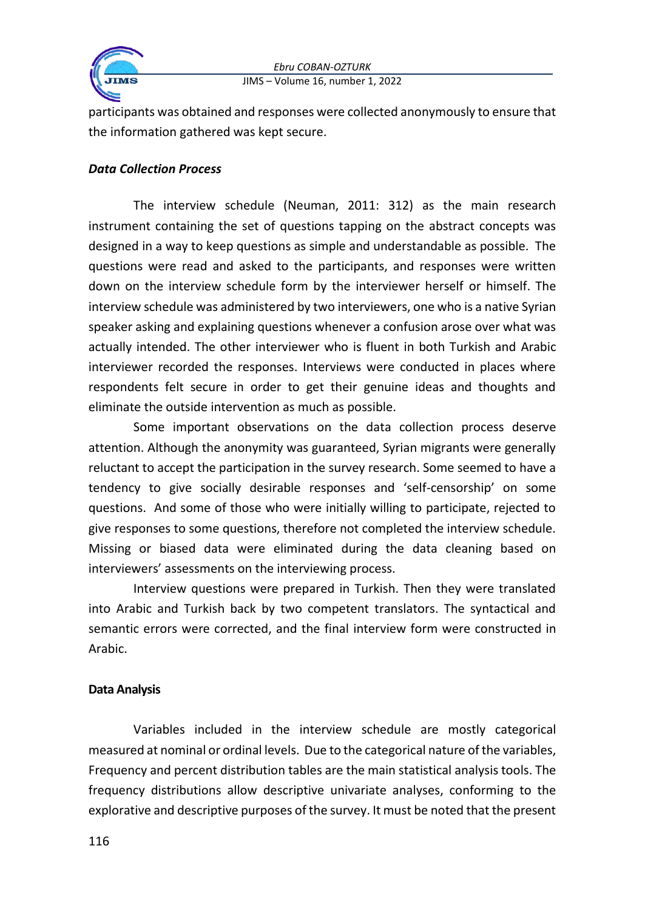participants was obtained and responses were collected anonymously to ensure that the information gathered was kept secure.

### *Data Collection Process*

The interview schedule (Neuman, 2011: 312) as the main research instrument containing the set of questions tapping on the abstract concepts was designed in a way to keep questions as simple and understandable as possible. The questions were read and asked to the participants, and responses were written down on the interview schedule form by the interviewer herself or himself. The interview schedule was administered by two interviewers, one who is a native Syrian speaker asking and explaining questions whenever a confusion arose over what was actually intended. The other interviewer who is fluent in both Turkish and Arabic interviewer recorded the responses. Interviews were conducted in places where respondents felt secure in order to get their genuine ideas and thoughts and eliminate the outside intervention as much as possible.

Some important observations on the data collection process deserve attention. Although the anonymity was guaranteed, Syrian migrants were generally reluctant to accept the participation in the survey research. Some seemed to have a tendency to give socially desirable responses and 'self-censorship' on some questions. And some of those who were initially willing to participate, rejected to give responses to some questions, therefore not completed the interview schedule. Missing or biased data were eliminated during the data cleaning based on interviewers' assessments on the interviewing process.

Interview questions were prepared in Turkish. Then they were translated into Arabic and Turkish back by two competent translators. The syntactical and semantic errors were corrected, and the final interview form were constructed in Arabic.

### **Data Analysis**

Variables included in the interview schedule are mostly categorical measured at nominal or ordinal levels. Due to the categorical nature of the variables, Frequency and percent distribution tables are the main statistical analysis tools. The frequency distributions allow descriptive univariate analyses, conforming to the explorative and descriptive purposes of the survey. It must be noted that the present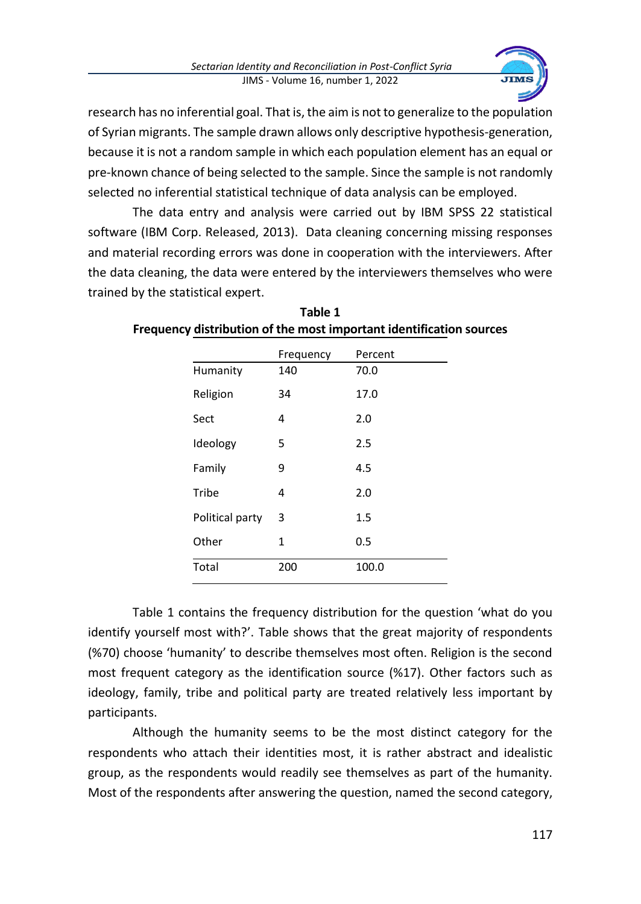research has no inferential goal. That is, the aim is not to generalize to the population of Syrian migrants. The sample drawn allows only descriptive hypothesis-generation, because it is not a random sample in which each population element has an equal or pre-known chance of being selected to the sample. Since the sample is not randomly selected no inferential statistical technique of data analysis can be employed.

The data entry and analysis were carried out by IBM SPSS 22 statistical software (IBM Corp. Released, 2013). Data cleaning concerning missing responses and material recording errors was done in cooperation with the interviewers. After the data cleaning, the data were entered by the interviewers themselves who were trained by the statistical expert.

**Table 1**
**Frequency distribution of the most important identification sources**

| | Frequency | Percent |
|---|---|---|
| Humanity | 140 | 70.0 |
| Religion | 34 | 17.0 |
| Sect | 4 | 2.0 |
| Ideology | 5 | 2.5 |
| Family | 9 | 4.5 |
| Tribe | 4 | 2.0 |
| Political party | 3 | 1.5 |
| Other | 1 | 0.5 |
| Total | 200 | 100.0 |

Table 1 contains the frequency distribution for the question 'what do you identify yourself most with?'. Table shows that the great majority of respondents (%70) choose 'humanity' to describe themselves most often. Religion is the second most frequent category as the identification source (%17). Other factors such as ideology, family, tribe and political party are treated relatively less important by participants.

Although the humanity seems to be the most distinct category for the respondents who attach their identities most, it is rather abstract and idealistic group, as the respondents would readily see themselves as part of the humanity. Most of the respondents after answering the question, named the second category,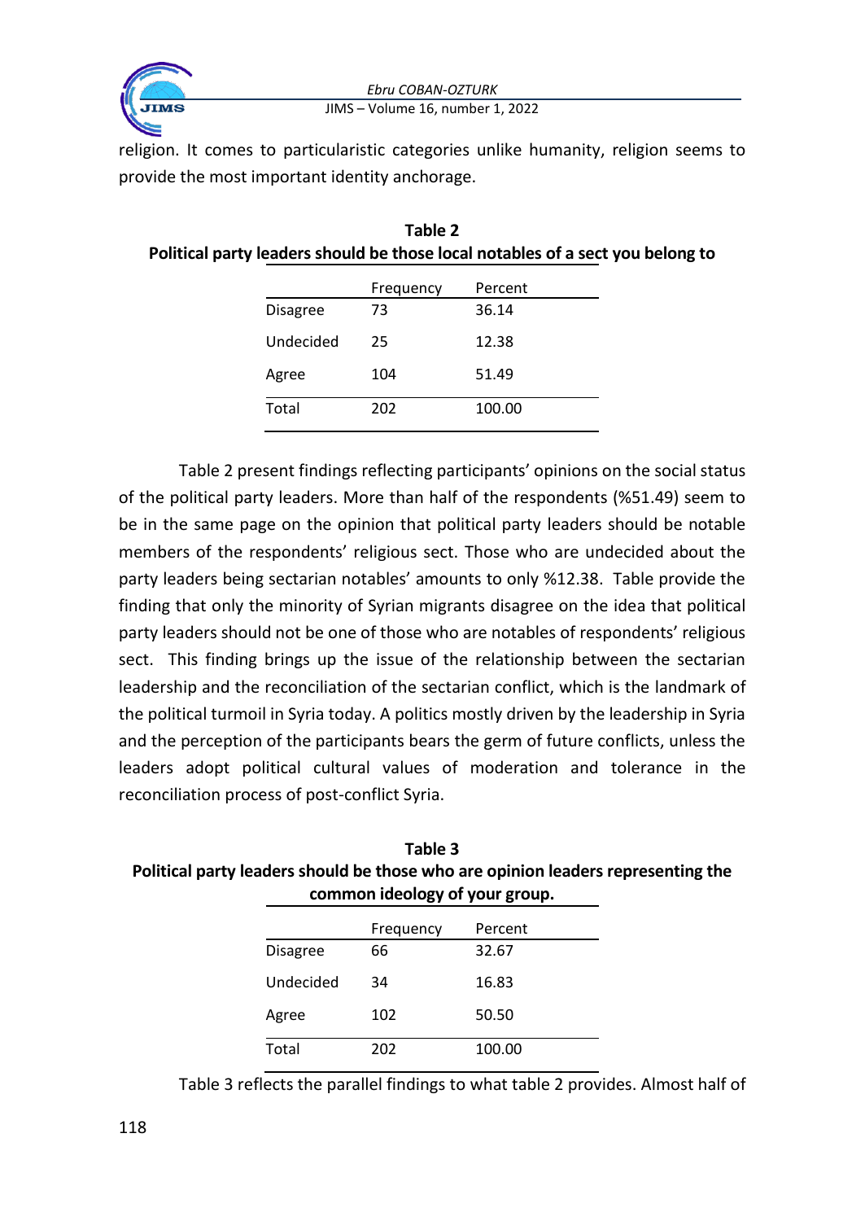religion. It comes to particularistic categories unlike humanity, religion seems to provide the most important identity anchorage.

**Table 2**
**Political party leaders should be those local notables of a sect you belong to**

| | Frequency | Percent |
|---|---|---|
| Disagree | 73 | 36.14 |
| Undecided | 25 | 12.38 |
| Agree | 104 | 51.49 |
| Total | 202 | 100.00 |

Table 2 present findings reflecting participants' opinions on the social status of the political party leaders. More than half of the respondents (%51.49) seem to be in the same page on the opinion that political party leaders should be notable members of the respondents' religious sect. Those who are undecided about the party leaders being sectarian notables' amounts to only %12.38. Table provide the finding that only the minority of Syrian migrants disagree on the idea that political party leaders should not be one of those who are notables of respondents' religious sect. This finding brings up the issue of the relationship between the sectarian leadership and the reconciliation of the sectarian conflict, which is the landmark of the political turmoil in Syria today. A politics mostly driven by the leadership in Syria and the perception of the participants bears the germ of future conflicts, unless the leaders adopt political cultural values of moderation and tolerance in the reconciliation process of post-conflict Syria.

**Table 3**
**Political party leaders should be those who are opinion leaders representing the common ideology of your group.**

| | Frequency | Percent |
|---|---|---|
| Disagree | 66 | 32.67 |
| Undecided | 34 | 16.83 |
| Agree | 102 | 50.50 |
| Total | 202 | 100.00 |

Table 3 reflects the parallel findings to what table 2 provides. Almost half of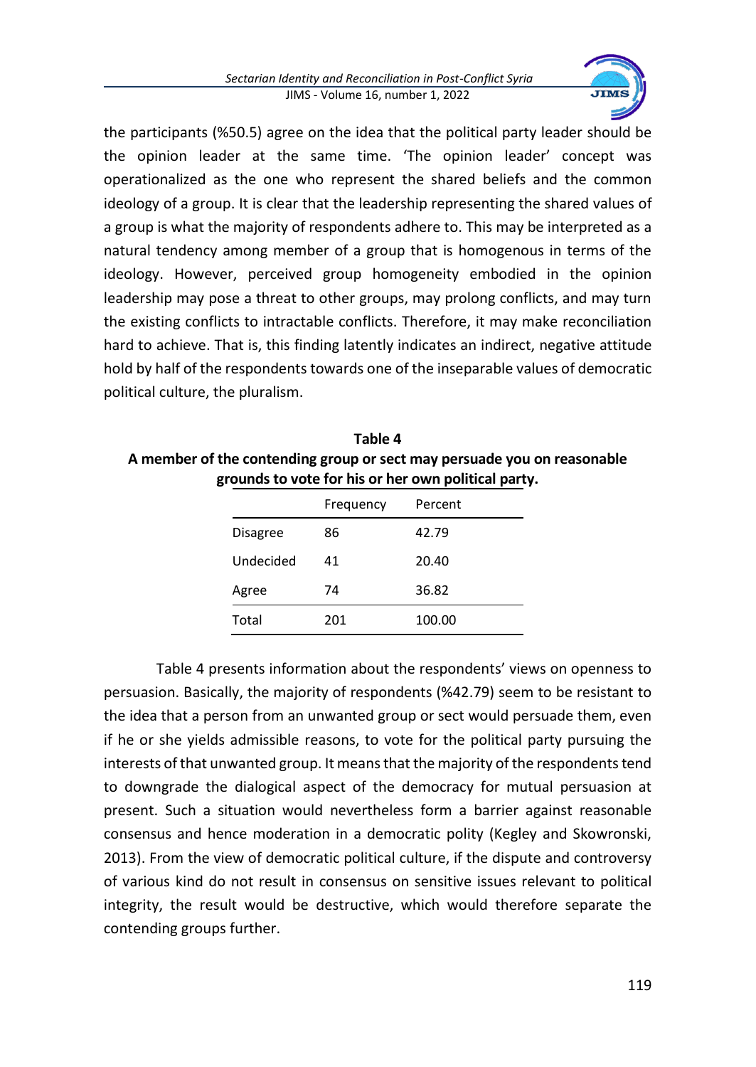the participants (%50.5) agree on the idea that the political party leader should be the opinion leader at the same time. 'The opinion leader' concept was operationalized as the one who represent the shared beliefs and the common ideology of a group. It is clear that the leadership representing the shared values of a group is what the majority of respondents adhere to. This may be interpreted as a natural tendency among member of a group that is homogenous in terms of the ideology. However, perceived group homogeneity embodied in the opinion leadership may pose a threat to other groups, may prolong conflicts, and may turn the existing conflicts to intractable conflicts. Therefore, it may make reconciliation hard to achieve. That is, this finding latently indicates an indirect, negative attitude hold by half of the respondents towards one of the inseparable values of democratic political culture, the pluralism.

**Table 4**
**A member of the contending group or sect may persuade you on reasonable grounds to vote for his or her own political party.**

| | Frequency | Percent |
|---|---|---|
| Disagree | 86 | 42.79 |
| Undecided | 41 | 20.40 |
| Agree | 74 | 36.82 |
| Total | 201 | 100.00 |

Table 4 presents information about the respondents' views on openness to persuasion. Basically, the majority of respondents (%42.79) seem to be resistant to the idea that a person from an unwanted group or sect would persuade them, even if he or she yields admissible reasons, to vote for the political party pursuing the interests of that unwanted group. It means that the majority of the respondents tend to downgrade the dialogical aspect of the democracy for mutual persuasion at present. Such a situation would nevertheless form a barrier against reasonable consensus and hence moderation in a democratic polity (Kegley and Skowronski, 2013). From the view of democratic political culture, if the dispute and controversy of various kind do not result in consensus on sensitive issues relevant to political integrity, the result would be destructive, which would therefore separate the contending groups further.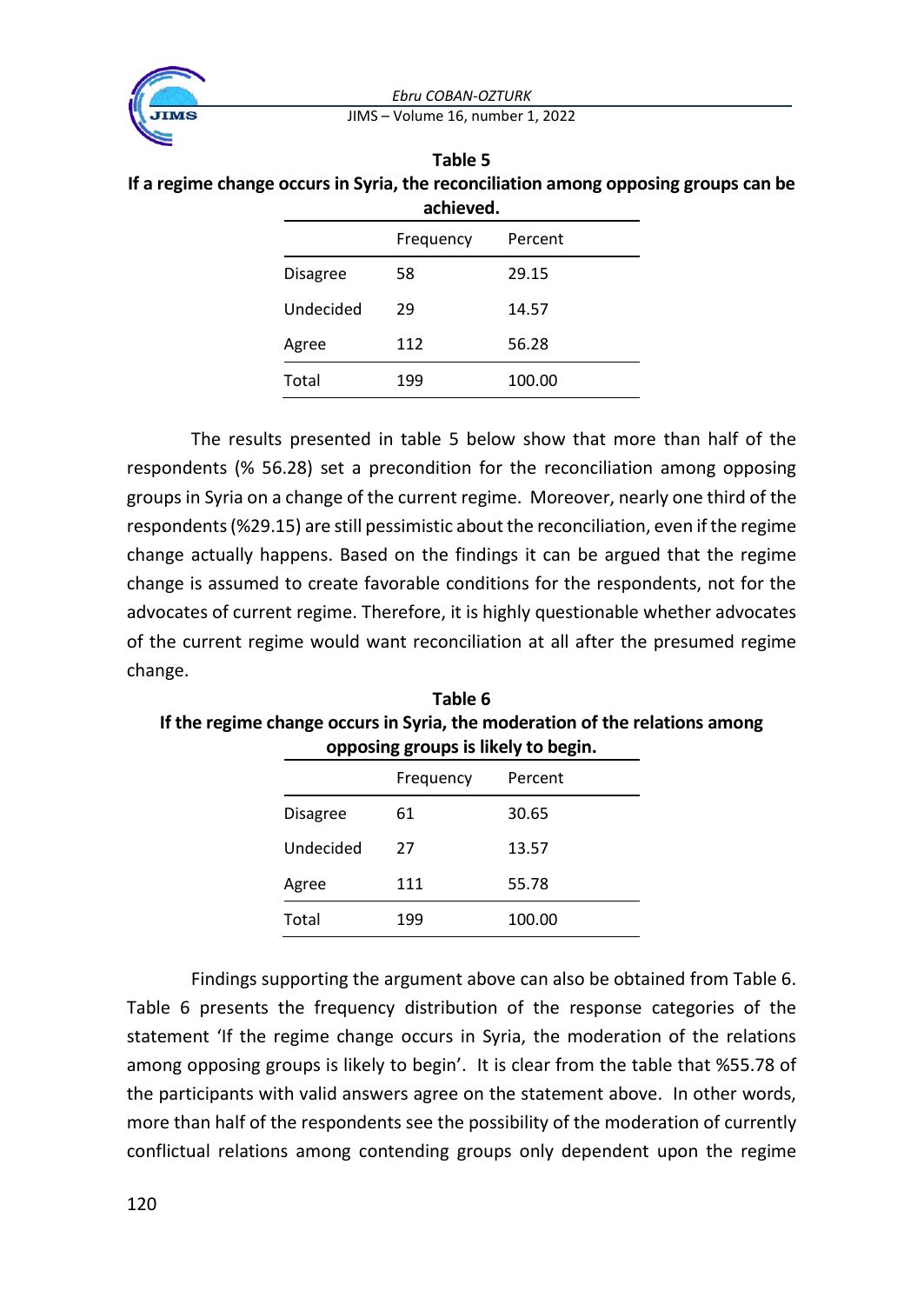**Table 5**

**If a regime change occurs in Syria, the reconciliation among opposing groups can be achieved.**

| | Frequency | Percent |
|---|---|---|
| Disagree | 58 | 29.15 |
| Undecided | 29 | 14.57 |
| Agree | 112 | 56.28 |
| Total | 199 | 100.00 |

The results presented in table 5 below show that more than half of the respondents (% 56.28) set a precondition for the reconciliation among opposing groups in Syria on a change of the current regime. Moreover, nearly one third of the respondents (%29.15) are still pessimistic about the reconciliation, even if the regime change actually happens. Based on the findings it can be argued that the regime change is assumed to create favorable conditions for the respondents, not for the advocates of current regime. Therefore, it is highly questionable whether advocates of the current regime would want reconciliation at all after the presumed regime change.

**Table 6**

**If the regime change occurs in Syria, the moderation of the relations among opposing groups is likely to begin.**

| | Frequency | Percent |
|---|---|---|
| Disagree | 61 | 30.65 |
| Undecided | 27 | 13.57 |
| Agree | 111 | 55.78 |
| Total | 199 | 100.00 |

Findings supporting the argument above can also be obtained from Table 6. Table 6 presents the frequency distribution of the response categories of the statement 'If the regime change occurs in Syria, the moderation of the relations among opposing groups is likely to begin'. It is clear from the table that %55.78 of the participants with valid answers agree on the statement above. In other words, more than half of the respondents see the possibility of the moderation of currently conflictual relations among contending groups only dependent upon the regime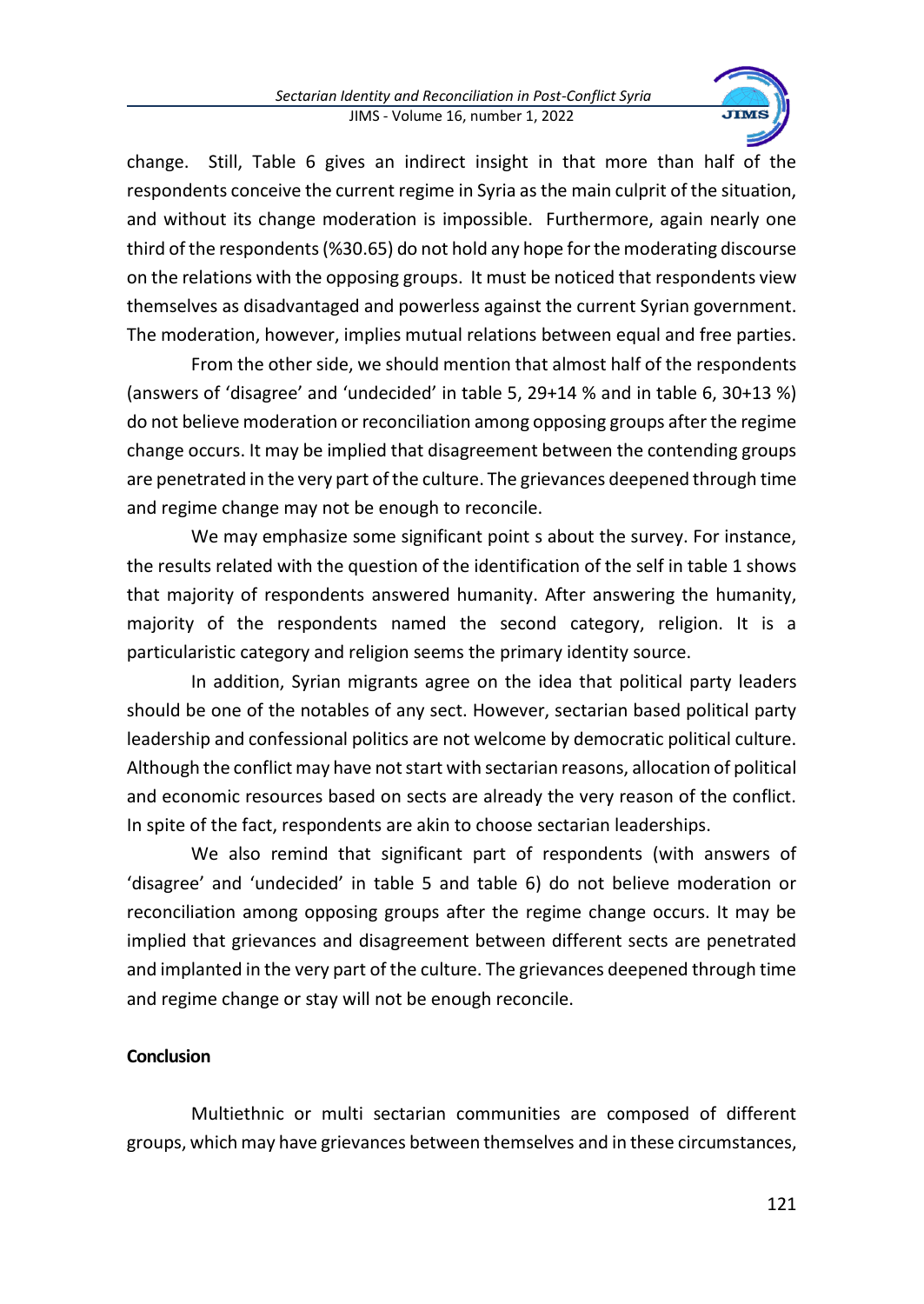change. Still, Table 6 gives an indirect insight in that more than half of the respondents conceive the current regime in Syria as the main culprit of the situation, and without its change moderation is impossible. Furthermore, again nearly one third of the respondents (%30.65) do not hold any hope for the moderating discourse on the relations with the opposing groups. It must be noticed that respondents view themselves as disadvantaged and powerless against the current Syrian government. The moderation, however, implies mutual relations between equal and free parties.

From the other side, we should mention that almost half of the respondents (answers of 'disagree' and 'undecided' in table 5, 29+14 % and in table 6, 30+13 %) do not believe moderation or reconciliation among opposing groups after the regime change occurs. It may be implied that disagreement between the contending groups are penetrated in the very part of the culture. The grievances deepened through time and regime change may not be enough to reconcile.

We may emphasize some significant point s about the survey. For instance, the results related with the question of the identification of the self in table 1 shows that majority of respondents answered humanity. After answering the humanity, majority of the respondents named the second category, religion. It is a particularistic category and religion seems the primary identity source.

In addition, Syrian migrants agree on the idea that political party leaders should be one of the notables of any sect. However, sectarian based political party leadership and confessional politics are not welcome by democratic political culture. Although the conflict may have not start with sectarian reasons, allocation of political and economic resources based on sects are already the very reason of the conflict. In spite of the fact, respondents are akin to choose sectarian leaderships.

We also remind that significant part of respondents (with answers of 'disagree' and 'undecided' in table 5 and table 6) do not believe moderation or reconciliation among opposing groups after the regime change occurs. It may be implied that grievances and disagreement between different sects are penetrated and implanted in the very part of the culture. The grievances deepened through time and regime change or stay will not be enough reconcile.

## Conclusion

Multiethnic or multi sectarian communities are composed of different groups, which may have grievances between themselves and in these circumstances,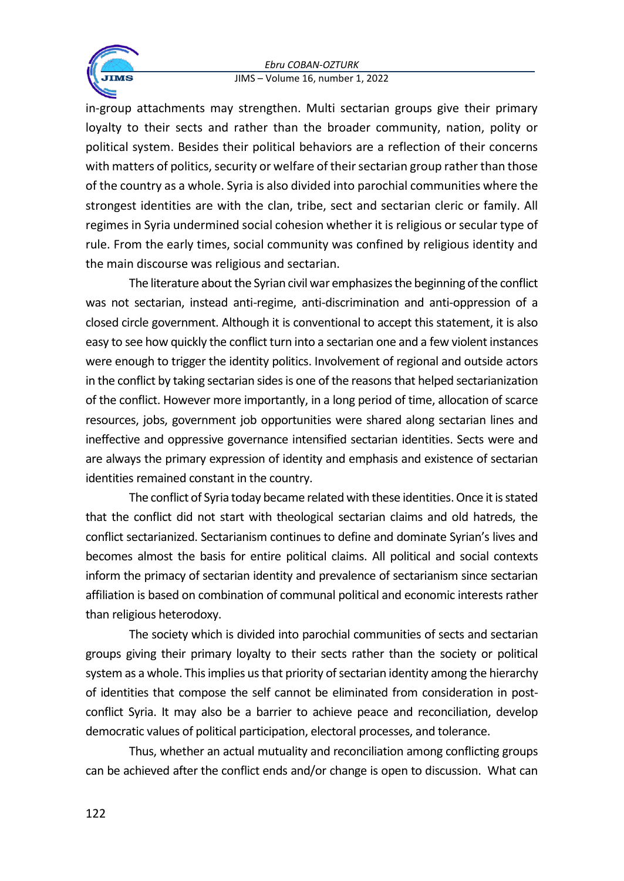in-group attachments may strengthen. Multi sectarian groups give their primary loyalty to their sects and rather than the broader community, nation, polity or political system. Besides their political behaviors are a reflection of their concerns with matters of politics, security or welfare of their sectarian group rather than those of the country as a whole. Syria is also divided into parochial communities where the strongest identities are with the clan, tribe, sect and sectarian cleric or family. All regimes in Syria undermined social cohesion whether it is religious or secular type of rule. From the early times, social community was confined by religious identity and the main discourse was religious and sectarian.

The literature about the Syrian civil war emphasizes the beginning of the conflict was not sectarian, instead anti-regime, anti-discrimination and anti-oppression of a closed circle government. Although it is conventional to accept this statement, it is also easy to see how quickly the conflict turn into a sectarian one and a few violent instances were enough to trigger the identity politics. Involvement of regional and outside actors in the conflict by taking sectarian sides is one of the reasons that helped sectarianization of the conflict. However more importantly, in a long period of time, allocation of scarce resources, jobs, government job opportunities were shared along sectarian lines and ineffective and oppressive governance intensified sectarian identities. Sects were and are always the primary expression of identity and emphasis and existence of sectarian identities remained constant in the country.

The conflict of Syria today became related with these identities. Once it is stated that the conflict did not start with theological sectarian claims and old hatreds, the conflict sectarianized. Sectarianism continues to define and dominate Syrian's lives and becomes almost the basis for entire political claims. All political and social contexts inform the primacy of sectarian identity and prevalence of sectarianism since sectarian affiliation is based on combination of communal political and economic interests rather than religious heterodoxy.

The society which is divided into parochial communities of sects and sectarian groups giving their primary loyalty to their sects rather than the society or political system as a whole. This implies us that priority of sectarian identity among the hierarchy of identities that compose the self cannot be eliminated from consideration in post-conflict Syria. It may also be a barrier to achieve peace and reconciliation, develop democratic values of political participation, electoral processes, and tolerance.

Thus, whether an actual mutuality and reconciliation among conflicting groups can be achieved after the conflict ends and/or change is open to discussion. What can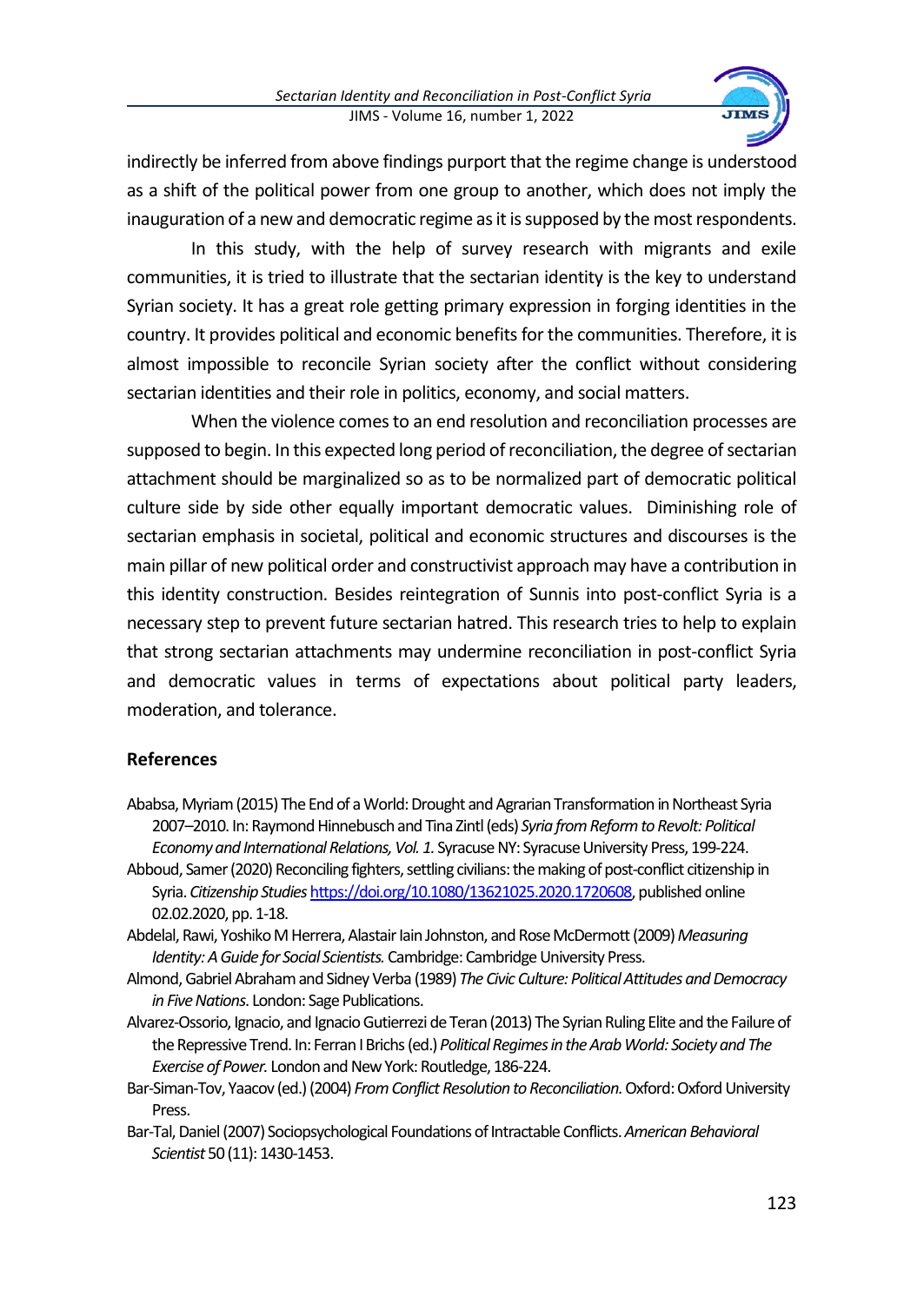indirectly be inferred from above findings purport that the regime change is understood as a shift of the political power from one group to another, which does not imply the inauguration of a new and democratic regime as it is supposed by the most respondents.

In this study, with the help of survey research with migrants and exile communities, it is tried to illustrate that the sectarian identity is the key to understand Syrian society. It has a great role getting primary expression in forging identities in the country. It provides political and economic benefits for the communities. Therefore, it is almost impossible to reconcile Syrian society after the conflict without considering sectarian identities and their role in politics, economy, and social matters.

When the violence comes to an end resolution and reconciliation processes are supposed to begin. In this expected long period of reconciliation, the degree of sectarian attachment should be marginalized so as to be normalized part of democratic political culture side by side other equally important democratic values. Diminishing role of sectarian emphasis in societal, political and economic structures and discourses is the main pillar of new political order and constructivist approach may have a contribution in this identity construction. Besides reintegration of Sunnis into post-conflict Syria is a necessary step to prevent future sectarian hatred. This research tries to help to explain that strong sectarian attachments may undermine reconciliation in post-conflict Syria and democratic values in terms of expectations about political party leaders, moderation, and tolerance.

## References

Ababsa, Myriam (2015) The End of a World: Drought and Agrarian Transformation in Northeast Syria 2007–2010. In: Raymond Hinnebusch and Tina Zintl (eds) *Syria from Reform to Revolt: Political Economy and International Relations, Vol. 1*. Syracuse NY: Syracuse University Press, 199-224.

Abboud, Samer (2020) Reconciling fighters, settling civilians: the making of post-conflict citizenship in Syria. *Citizenship Studies* https://doi.org/10.1080/13621025.2020.1720608, published online 02.02.2020, pp. 1-18.

Abdelal, Rawi, Yoshiko M Herrera, Alastair Iain Johnston, and Rose McDermott (2009) *Measuring Identity: A Guide for Social Scientists.* Cambridge: Cambridge University Press.

Almond, Gabriel Abraham and Sidney Verba (1989) *The Civic Culture: Political Attitudes and Democracy in Five Nations*. London: Sage Publications.

Alvarez-Ossorio, Ignacio, and Ignacio Gutierrezi de Teran (2013) The Syrian Ruling Elite and the Failure of the Repressive Trend. In: Ferran I Brichs (ed.) *Political Regimes in the Arab World: Society and The Exercise of Power.* London and New York: Routledge, 186-224.

Bar-Siman-Tov, Yaacov (ed.) (2004) *From Conflict Resolution to Reconciliation*. Oxford: Oxford University Press.

Bar-Tal, Daniel (2007) Sociopsychological Foundations of Intractable Conflicts. *American Behavioral Scientist* 50 (11): 1430-1453.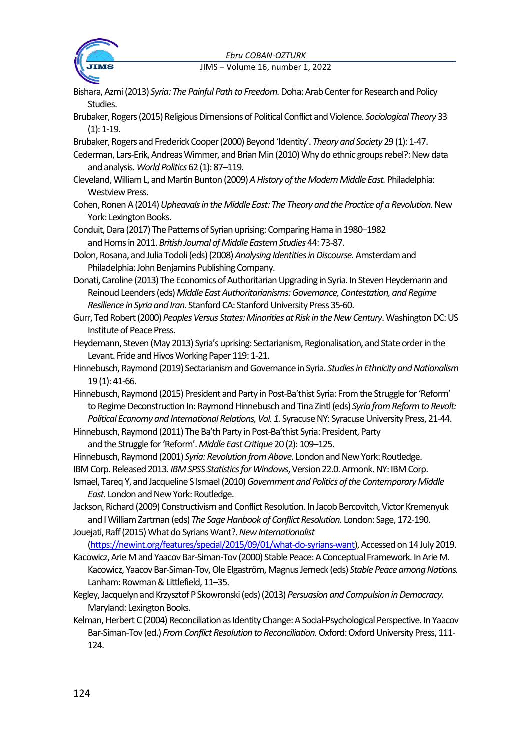Bishara, Azmi (2013) *Syria: The Painful Path to Freedom.* Doha: Arab Center for Research and Policy Studies.

Brubaker, Rogers (2015) Religious Dimensions of Political Conflict and Violence. *Sociological Theory* 33 (1): 1-19.

Brubaker, Rogers and Frederick Cooper (2000) Beyond 'Identity'. *Theory and Society* 29 (1): 1-47.

Cederman, Lars-Erik, Andreas Wimmer, and Brian Min (2010) Why do ethnic groups rebel?: New data and analysis. *World Politics* 62 (1): 87–119.

Cleveland, William L, and Martin Bunton (2009) *A History of the Modern Middle East.* Philadelphia: Westview Press.

Cohen, Ronen A (2014) *Upheavals in the Middle East: The Theory and the Practice of a Revolution.* New York: Lexington Books.

Conduit, Dara (2017) The Patterns of Syrian uprising: Comparing Hama in 1980–1982 and Homs in 2011. *British Journal of Middle Eastern Studies* 44: 73-87.

Dolon, Rosana, and Julia Todoli (eds) (2008) *Analysing Identities in Discourse.* Amsterdam and Philadelphia: John Benjamins Publishing Company.

Donati, Caroline (2013) The Economics of Authoritarian Upgrading in Syria. In Steven Heydemann and Reinoud Leenders (eds) *Middle East Authoritarianisms: Governance, Contestation, and Regime Resilience in Syria and Iran.* Stanford CA: Stanford University Press 35-60.

Gurr, Ted Robert (2000) *Peoples Versus States: Minorities at Risk in the New Century*. Washington DC: US Institute of Peace Press.

Heydemann, Steven (May 2013) Syria's uprising: Sectarianism, Regionalisation, and State order in the Levant. Fride and Hivos Working Paper 119: 1-21.

Hinnebusch, Raymond (2019) Sectarianism and Governance in Syria. *Studies in Ethnicity and Nationalism* 19 (1): 41-66.

Hinnebusch, Raymond (2015) President and Party in Post-Ba'thist Syria: From the Struggle for 'Reform' to Regime Deconstruction In: Raymond Hinnebusch and Tina Zintl (eds) *Syria from Reform to Revolt: Political Economy and International Relations, Vol. 1.* Syracuse NY: Syracuse University Press, 21-44.

Hinnebusch, Raymond (2011) The Ba'th Party in Post-Ba'thist Syria: President, Party and the Struggle for 'Reform'. *Middle East Critique* 20 (2): 109–125.

Hinnebusch, Raymond (2001) *Syria: Revolution from Above.* London and New York: Routledge.

IBM Corp. Released 2013. *IBM SPSS Statistics for Windows*, Version 22.0. Armonk. NY: IBM Corp.

Ismael, Tareq Y, and Jacqueline S Ismael (2010) *Government and Politics of the Contemporary Middle East.* London and New York: Routledge.

Jackson, Richard (2009) Constructivism and Conflict Resolution. In Jacob Bercovitch, Victor Kremenyuk and I William Zartman (eds) *The Sage Hanbook of Conflict Resolution.* London: Sage, 172-190.

Jouejati, Raff (2015) What do Syrians Want?. *New Internationalist* (https://newint.org/features/special/2015/09/01/what-do-syrians-want), Accessed on 14 July 2019.

Kacowicz, Arie M and Yaacov Bar-Siman-Tov (2000) Stable Peace: A Conceptual Framework. In Arie M. Kacowicz, Yaacov Bar-Siman-Tov, Ole Elgström, Magnus Jerneck (eds) *Stable Peace among Nations.* Lanham: Rowman & Littlefield, 11–35.

Kegley, Jacquelyn and Krzysztof P Skowronski (eds) (2013) *Persuasion and Compulsion in Democracy.* Maryland: Lexington Books.

Kelman, Herbert C (2004) Reconciliation as Identity Change: A Social-Psychological Perspective. In Yaacov Bar-Siman-Tov (ed.) *From Conflict Resolution to Reconciliation.* Oxford: Oxford University Press, 111-124.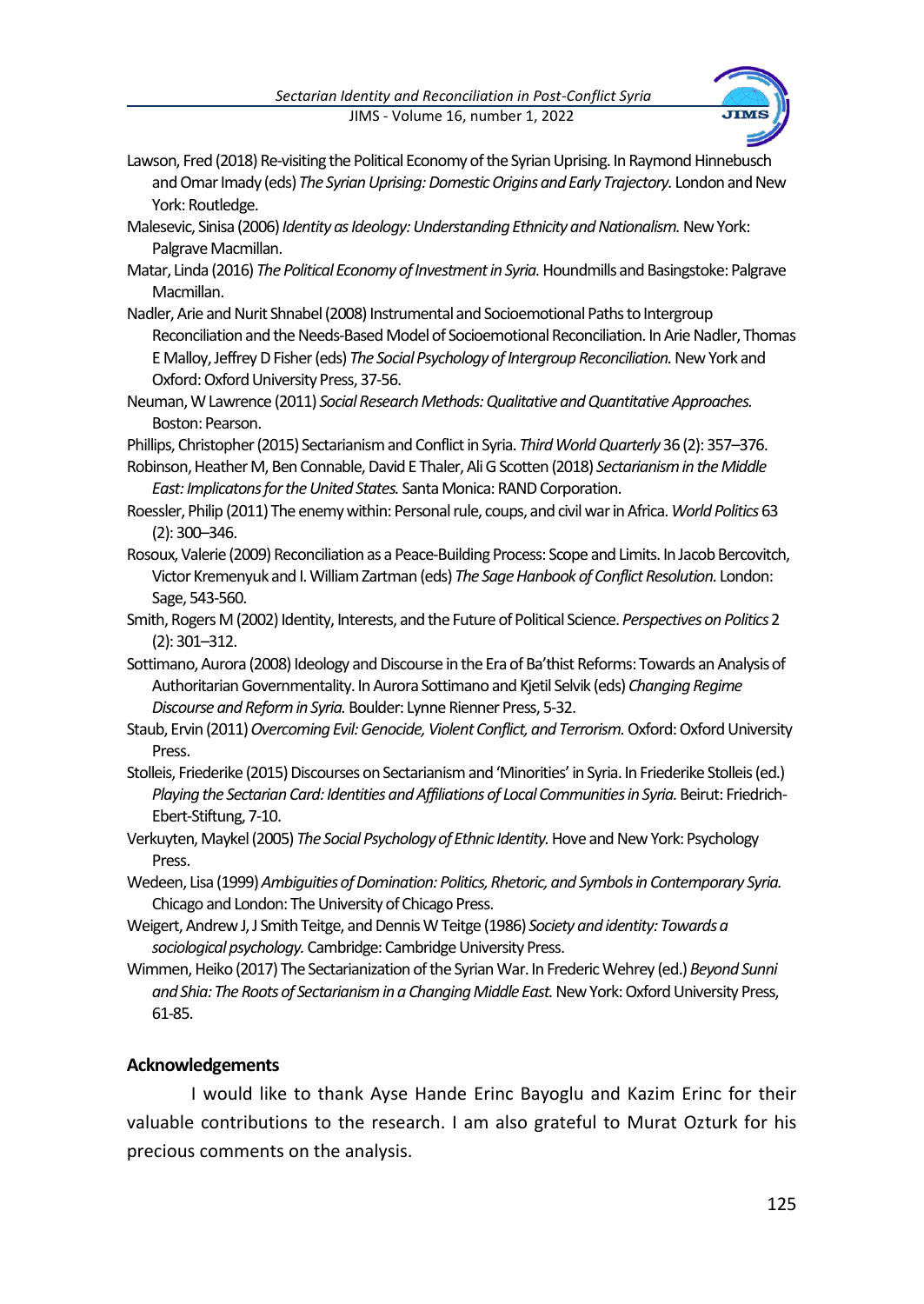Lawson, Fred (2018) Re-visiting the Political Economy of the Syrian Uprising. In Raymond Hinnebusch and Omar Imady (eds) *The Syrian Uprising: Domestic Origins and Early Trajectory.* London and New York: Routledge.

Malesevic, Sinisa (2006) *Identity as Ideology: Understanding Ethnicity and Nationalism.* New York: Palgrave Macmillan.

Matar, Linda (2016) *The Political Economy of Investment in Syria.* Houndmills and Basingstoke: Palgrave Macmillan.

Nadler, Arie and Nurit Shnabel (2008) Instrumental and Socioemotional Paths to Intergroup Reconciliation and the Needs-Based Model of Socioemotional Reconciliation. In Arie Nadler, Thomas E Malloy, Jeffrey D Fisher (eds) *The Social Psychology of Intergroup Reconciliation.* New York and Oxford: Oxford University Press, 37-56.

Neuman, W Lawrence (2011) *Social Research Methods: Qualitative and Quantitative Approaches.* Boston: Pearson.

Phillips, Christopher (2015) Sectarianism and Conflict in Syria. *Third World Quarterly* 36 (2): 357–376.

Robinson, Heather M, Ben Connable, David E Thaler, Ali G Scotten (2018) *Sectarianism in the Middle East: Implicatons for the United States.* Santa Monica: RAND Corporation.

Roessler, Philip (2011) The enemy within: Personal rule, coups, and civil war in Africa. *World Politics* 63 (2): 300–346.

Rosoux, Valerie (2009) Reconciliation as a Peace-Building Process: Scope and Limits. In Jacob Bercovitch, Victor Kremenyuk and I. William Zartman (eds) *The Sage Hanbook of Conflict Resolution.* London: Sage, 543-560.

Smith, Rogers M (2002) Identity, Interests, and the Future of Political Science. *Perspectives on Politics* 2 (2): 301–312.

Sottimano, Aurora (2008) Ideology and Discourse in the Era of Ba'thist Reforms: Towards an Analysis of Authoritarian Governmentality. In Aurora Sottimano and Kjetil Selvik (eds) *Changing Regime Discourse and Reform in Syria.* Boulder: Lynne Rienner Press, 5-32.

Staub, Ervin (2011) *Overcoming Evil: Genocide, Violent Conflict, and Terrorism.* Oxford: Oxford University Press.

Stolleis, Friederike (2015) Discourses on Sectarianism and 'Minorities' in Syria. In Friederike Stolleis (ed.) *Playing the Sectarian Card: Identities and Affiliations of Local Communities in Syria.* Beirut: Friedrich-Ebert-Stiftung, 7-10.

Verkuyten, Maykel (2005) *The Social Psychology of Ethnic Identity.* Hove and New York: Psychology Press.

Wedeen, Lisa (1999) *Ambiguities of Domination: Politics, Rhetoric, and Symbols in Contemporary Syria.* Chicago and London: The University of Chicago Press.

Weigert, Andrew J, J Smith Teitge, and Dennis W Teitge (1986) *Society and identity: Towards a sociological psychology.* Cambridge: Cambridge University Press.

Wimmen, Heiko (2017) The Sectarianization of the Syrian War. In Frederic Wehrey (ed.) *Beyond Sunni and Shia: The Roots of Sectarianism in a Changing Middle East.* New York: Oxford University Press, 61-85.

## Acknowledgements

I would like to thank Ayse Hande Erinc Bayoglu and Kazim Erinc for their valuable contributions to the research. I am also grateful to Murat Ozturk for his precious comments on the analysis.